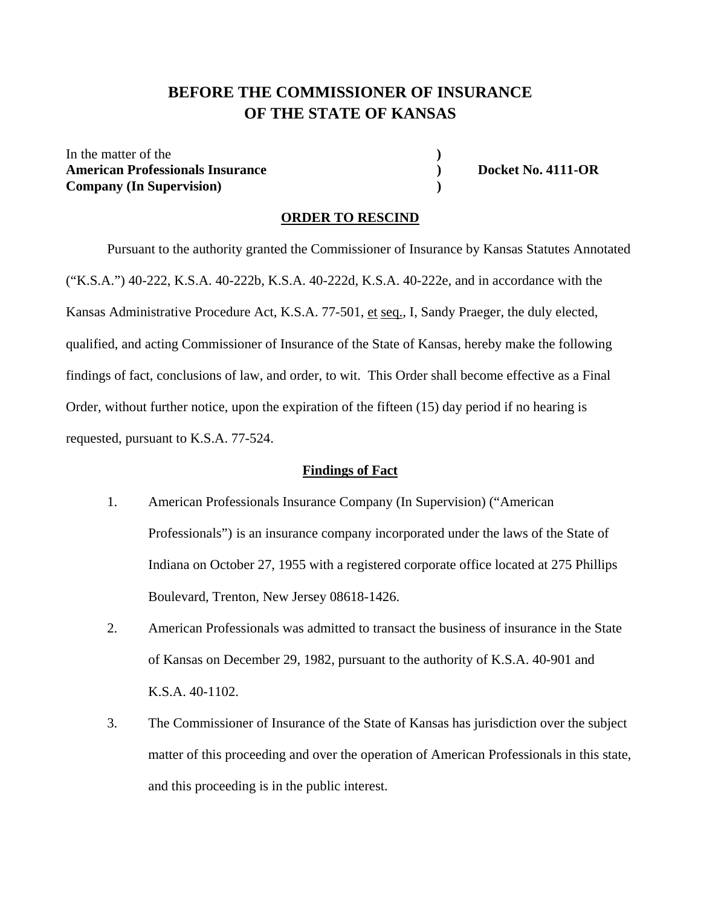# BEFORE THE COMMISSIONER OF INSURANCE OF THE STATE OF KANSAS

In the matter of the )
**American Professionals Insurance** ) **Docket No. 4111-OR**
**Company (In Supervision)** )

## ORDER TO RESCIND

Pursuant to the authority granted the Commissioner of Insurance by Kansas Statutes Annotated ("K.S.A.") 40-222, K.S.A. 40-222b, K.S.A. 40-222d, K.S.A. 40-222e, and in accordance with the Kansas Administrative Procedure Act, K.S.A. 77-501, et seq., I, Sandy Praeger, the duly elected, qualified, and acting Commissioner of Insurance of the State of Kansas, hereby make the following findings of fact, conclusions of law, and order, to wit. This Order shall become effective as a Final Order, without further notice, upon the expiration of the fifteen (15) day period if no hearing is requested, pursuant to K.S.A. 77-524.

### Findings of Fact

1. American Professionals Insurance Company (In Supervision) ("American Professionals") is an insurance company incorporated under the laws of the State of Indiana on October 27, 1955 with a registered corporate office located at 275 Phillips Boulevard, Trenton, New Jersey 08618-1426.
2. American Professionals was admitted to transact the business of insurance in the State of Kansas on December 29, 1982, pursuant to the authority of K.S.A. 40-901 and K.S.A. 40-1102.
3. The Commissioner of Insurance of the State of Kansas has jurisdiction over the subject matter of this proceeding and over the operation of American Professionals in this state, and this proceeding is in the public interest.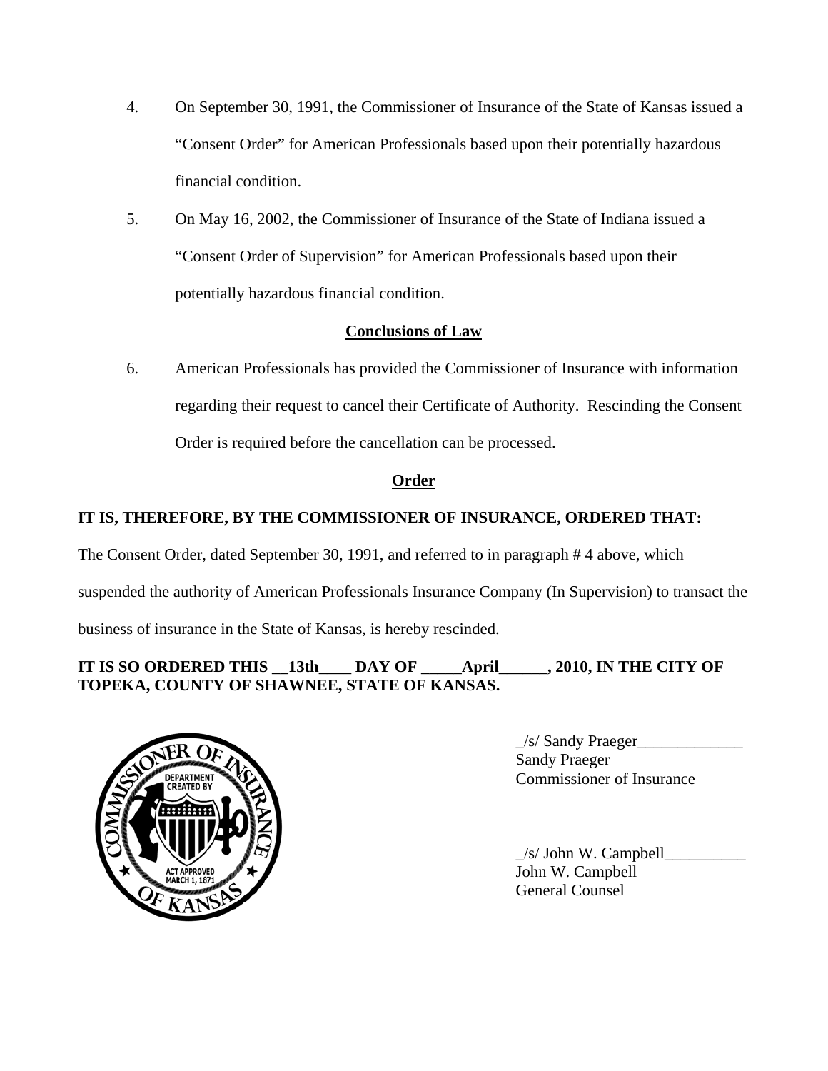4. On September 30, 1991, the Commissioner of Insurance of the State of Kansas issued a "Consent Order" for American Professionals based upon their potentially hazardous financial condition.

5. On May 16, 2002, the Commissioner of Insurance of the State of Indiana issued a "Consent Order of Supervision" for American Professionals based upon their potentially hazardous financial condition.

**Conclusions of Law**

6. American Professionals has provided the Commissioner of Insurance with information regarding their request to cancel their Certificate of Authority. Rescinding the Consent Order is required before the cancellation can be processed.

**Order**

**IT IS, THEREFORE, BY THE COMMISSIONER OF INSURANCE, ORDERED THAT:**

The Consent Order, dated September 30, 1991, and referred to in paragraph # 4 above, which suspended the authority of American Professionals Insurance Company (In Supervision) to transact the business of insurance in the State of Kansas, is hereby rescinded.

**IT IS SO ORDERED THIS __13th____ DAY OF _____April______, 2010, IN THE CITY OF TOPEKA, COUNTY OF SHAWNEE, STATE OF KANSAS.**

_/s/ Sandy Praeger_____________
Sandy Praeger
Commissioner of Insurance

_/s/ John W. Campbell__________
John W. Campbell
General Counsel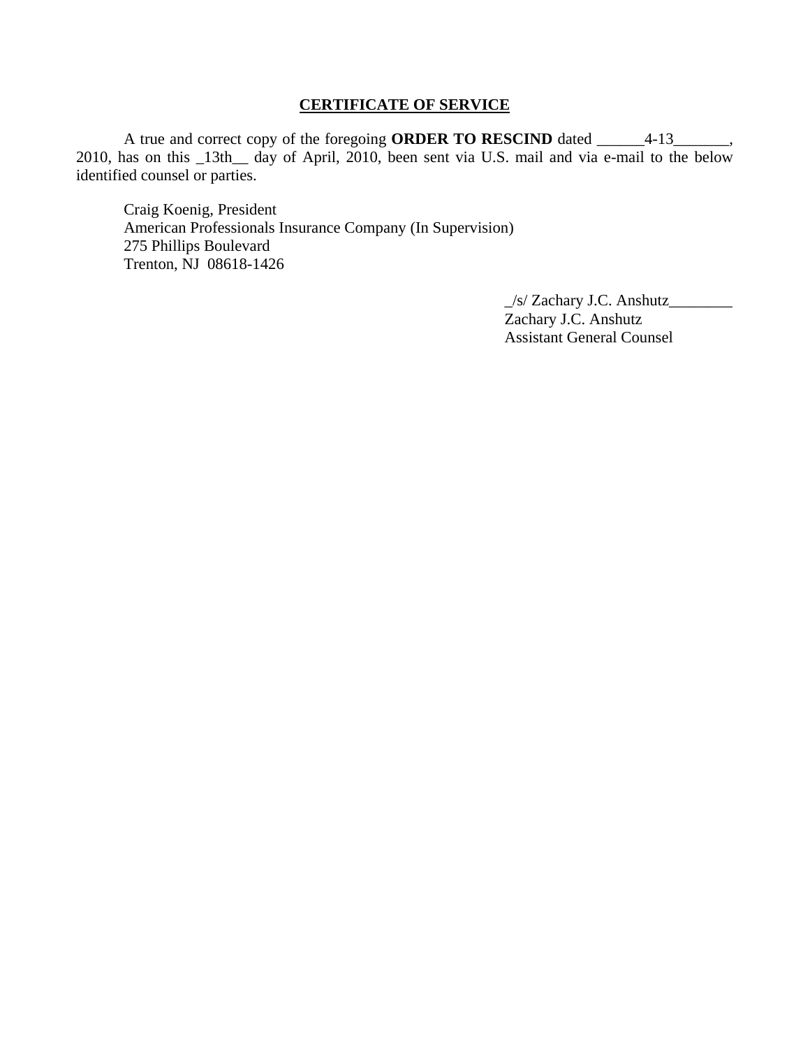## **CERTIFICATE OF SERVICE**

A true and correct copy of the foregoing **ORDER TO RESCIND** dated ______4-13_______, 2010, has on this _13th__ day of April, 2010, been sent via U.S. mail and via e-mail to the below identified counsel or parties.

Craig Koenig, President
American Professionals Insurance Company (In Supervision)
275 Phillips Boulevard
Trenton, NJ 08618-1426

_/s/ Zachary J.C. Anshutz________
Zachary J.C. Anshutz
Assistant General Counsel